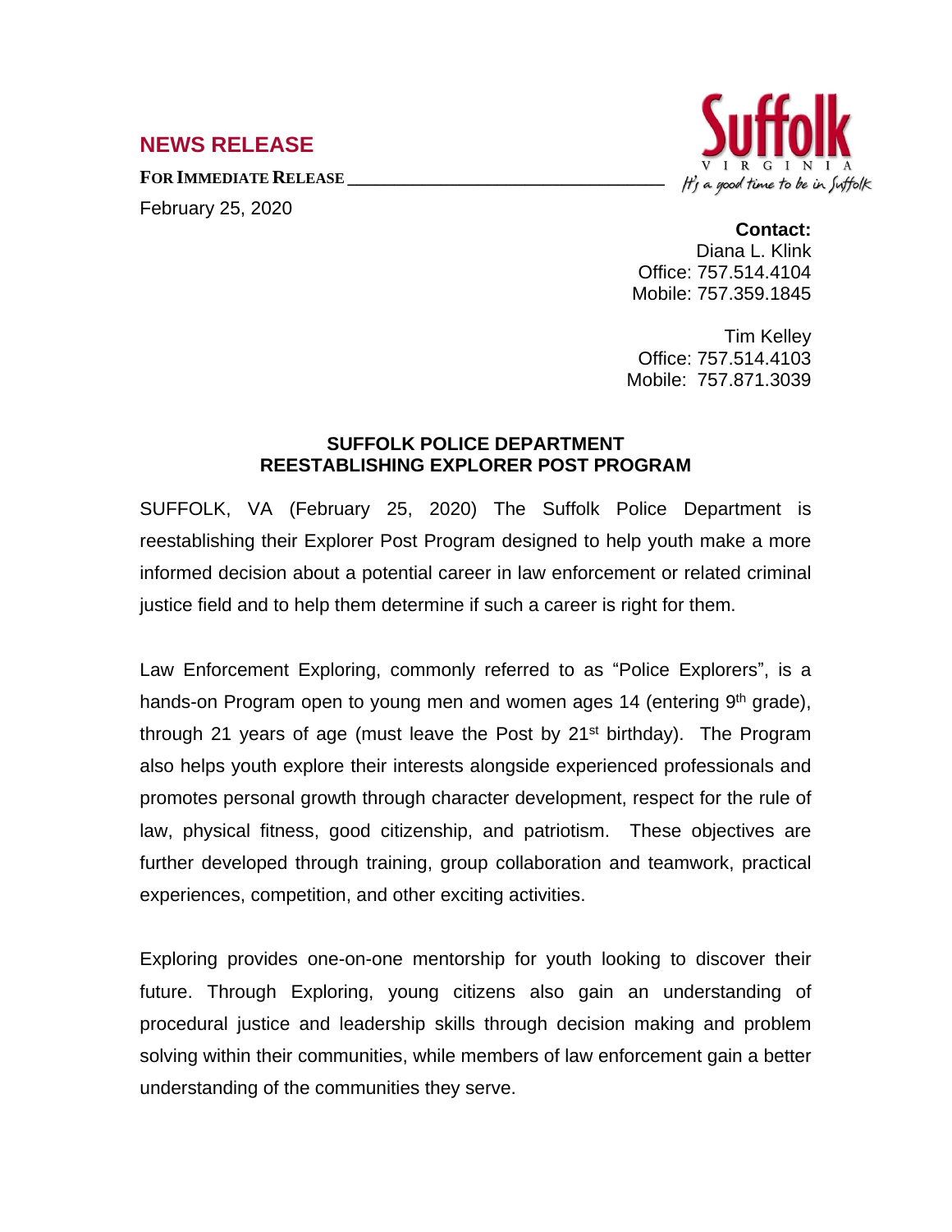## NEWS RELEASE

**FOR IMMEDIATE RELEASE**

February 25, 2020

Suffolk VIRGINIA *It's a good time to be in Suffolk*

**Contact:**
Diana L. Klink
Office: 757.514.4104
Mobile: 757.359.1845

Tim Kelley
Office: 757.514.4103
Mobile: 757.871.3039

### SUFFOLK POLICE DEPARTMENT REESTABLISHING EXPLORER POST PROGRAM

SUFFOLK, VA (February 25, 2020) The Suffolk Police Department is reestablishing their Explorer Post Program designed to help youth make a more informed decision about a potential career in law enforcement or related criminal justice field and to help them determine if such a career is right for them.

Law Enforcement Exploring, commonly referred to as "Police Explorers", is a hands-on Program open to young men and women ages 14 (entering 9th grade), through 21 years of age (must leave the Post by 21st birthday). The Program also helps youth explore their interests alongside experienced professionals and promotes personal growth through character development, respect for the rule of law, physical fitness, good citizenship, and patriotism. These objectives are further developed through training, group collaboration and teamwork, practical experiences, competition, and other exciting activities.

Exploring provides one-on-one mentorship for youth looking to discover their future. Through Exploring, young citizens also gain an understanding of procedural justice and leadership skills through decision making and problem solving within their communities, while members of law enforcement gain a better understanding of the communities they serve.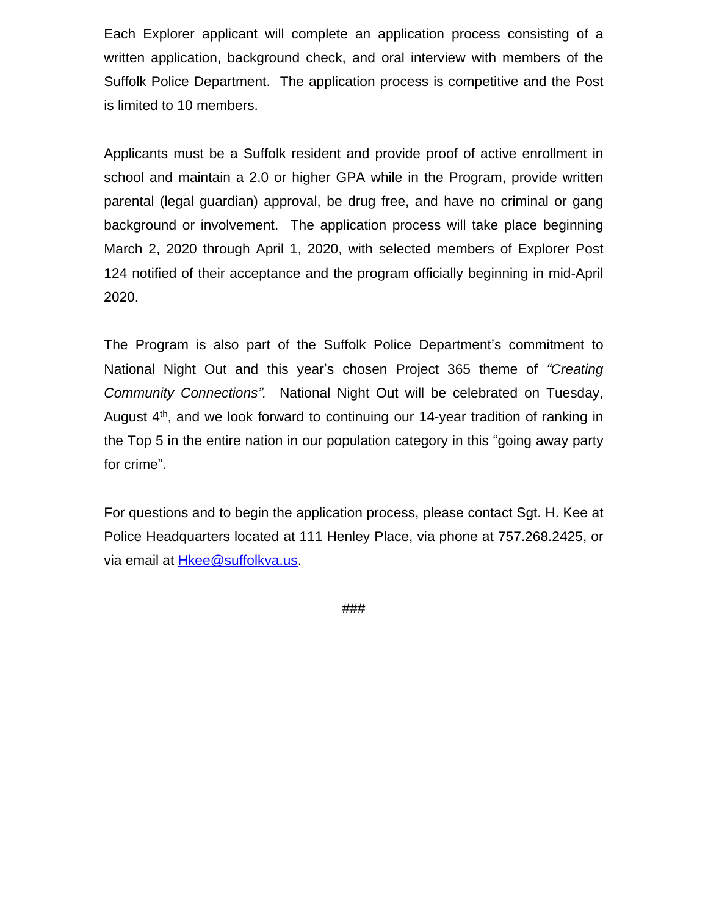Each Explorer applicant will complete an application process consisting of a written application, background check, and oral interview with members of the Suffolk Police Department. The application process is competitive and the Post is limited to 10 members.

Applicants must be a Suffolk resident and provide proof of active enrollment in school and maintain a 2.0 or higher GPA while in the Program, provide written parental (legal guardian) approval, be drug free, and have no criminal or gang background or involvement. The application process will take place beginning March 2, 2020 through April 1, 2020, with selected members of Explorer Post 124 notified of their acceptance and the program officially beginning in mid-April 2020.

The Program is also part of the Suffolk Police Department's commitment to National Night Out and this year's chosen Project 365 theme of *"Creating Community Connections".* National Night Out will be celebrated on Tuesday, August 4th, and we look forward to continuing our 14-year tradition of ranking in the Top 5 in the entire nation in our population category in this "going away party for crime".

For questions and to begin the application process, please contact Sgt. H. Kee at Police Headquarters located at 111 Henley Place, via phone at 757.268.2425, or via email at [Hkee@suffolkva.us](mailto:Hkee@suffolkva.us).

###